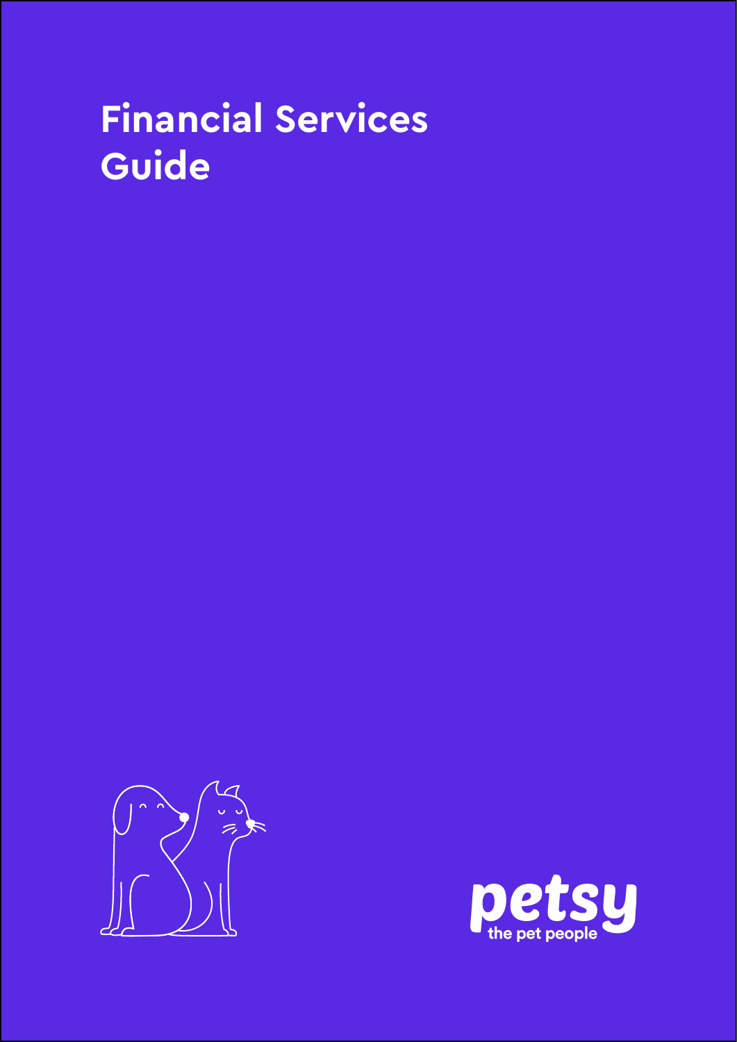# Financial Services Guide

petsy
the pet people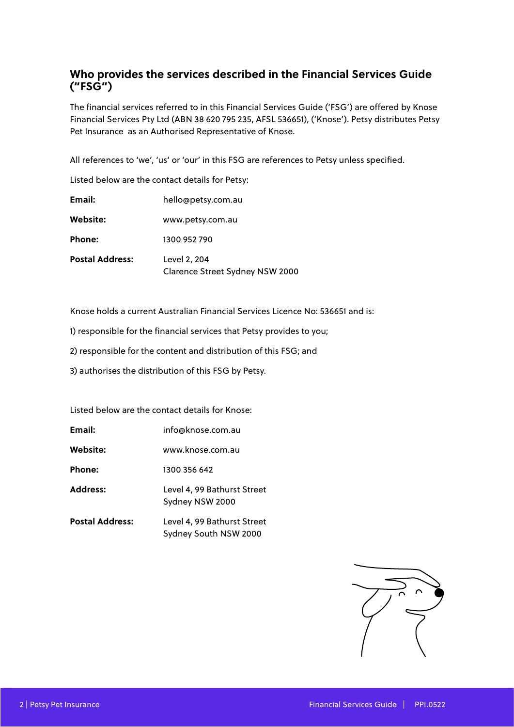## Who provides the services described in the Financial Services Guide ("FSG")

The financial services referred to in this Financial Services Guide ('FSG') are offered by Knose Financial Services Pty Ltd (ABN 38 620 795 235, AFSL 536651), ('Knose'). Petsy distributes Petsy Pet Insurance as an Authorised Representative of Knose.

All references to 'we', 'us' or 'our' in this FSG are references to Petsy unless specified.

Listed below are the contact details for Petsy:

| | |
|---|---|
| **Email:** | hello@petsy.com.au |
| **Website:** | www.petsy.com.au |
| **Phone:** | 1300 952 790 |
| **Postal Address:** | Level 2, 204 Clarence Street Sydney NSW 2000 |

Knose holds a current Australian Financial Services Licence No: 536651 and is:

1) responsible for the financial services that Petsy provides to you;

2) responsible for the content and distribution of this FSG; and

3) authorises the distribution of this FSG by Petsy.

Listed below are the contact details for Knose:

| | |
|---|---|
| **Email:** | info@knose.com.au |
| **Website:** | www.knose.com.au |
| **Phone:** | 1300 356 642 |
| **Address:** | Level 4, 99 Bathurst Street Sydney NSW 2000 |
| **Postal Address:** | Level 4, 99 Bathurst Street Sydney South NSW 2000 |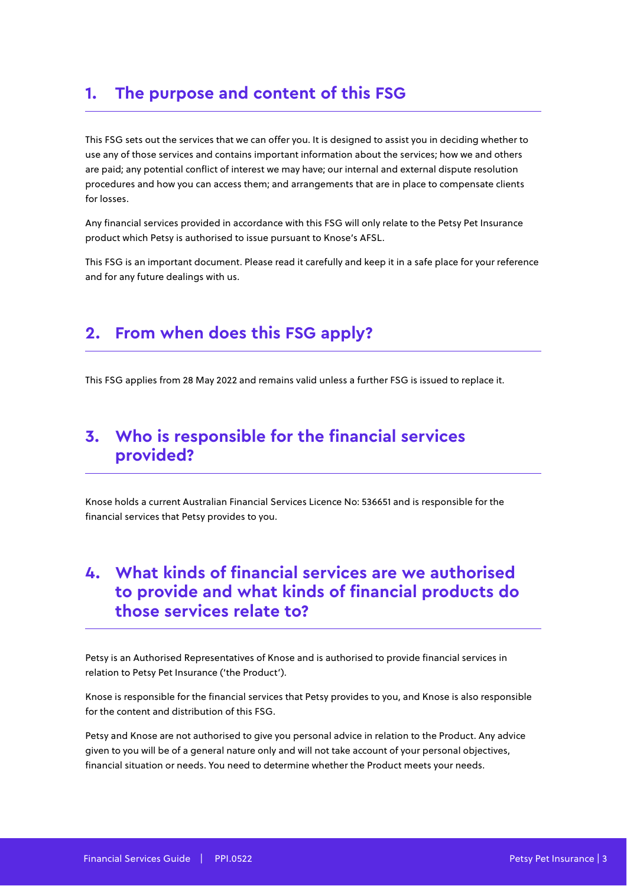## 1. The purpose and content of this FSG

This FSG sets out the services that we can offer you. It is designed to assist you in deciding whether to use any of those services and contains important information about the services; how we and others are paid; any potential conflict of interest we may have; our internal and external dispute resolution procedures and how you can access them; and arrangements that are in place to compensate clients for losses.

Any financial services provided in accordance with this FSG will only relate to the Petsy Pet Insurance product which Petsy is authorised to issue pursuant to Knose's AFSL.

This FSG is an important document. Please read it carefully and keep it in a safe place for your reference and for any future dealings with us.

## 2. From when does this FSG apply?

This FSG applies from 28 May 2022 and remains valid unless a further FSG is issued to replace it.

## 3. Who is responsible for the financial services provided?

Knose holds a current Australian Financial Services Licence No: 536651 and is responsible for the financial services that Petsy provides to you.

## 4. What kinds of financial services are we authorised to provide and what kinds of financial products do those services relate to?

Petsy is an Authorised Representatives of Knose and is authorised to provide financial services in relation to Petsy Pet Insurance ('the Product').

Knose is responsible for the financial services that Petsy provides to you, and Knose is also responsible for the content and distribution of this FSG.

Petsy and Knose are not authorised to give you personal advice in relation to the Product. Any advice given to you will be of a general nature only and will not take account of your personal objectives, financial situation or needs. You need to determine whether the Product meets your needs.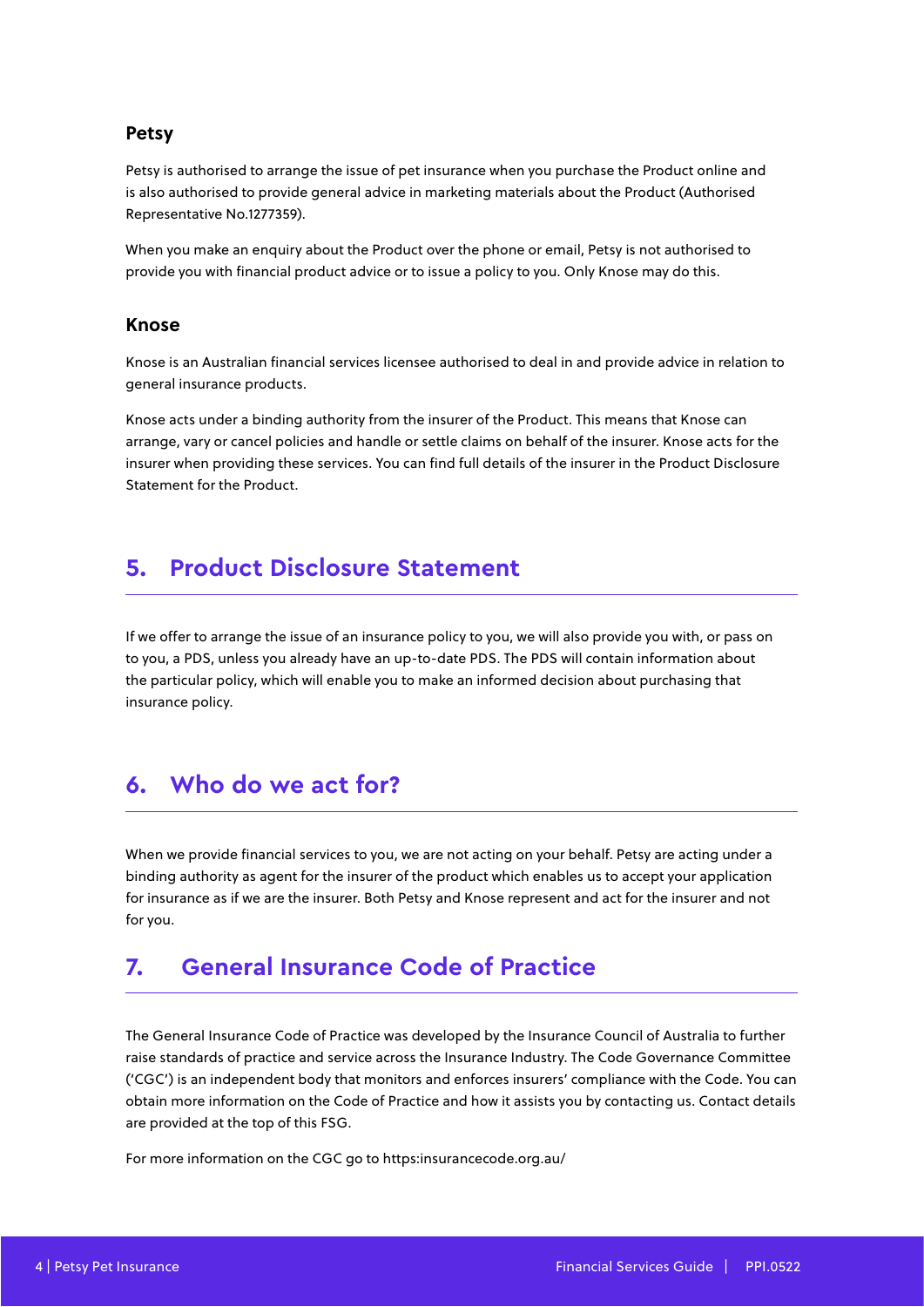### Petsy

Petsy is authorised to arrange the issue of pet insurance when you purchase the Product online and is also authorised to provide general advice in marketing materials about the Product (Authorised Representative No.1277359).

When you make an enquiry about the Product over the phone or email, Petsy is not authorised to provide you with financial product advice or to issue a policy to you. Only Knose may do this.

### Knose

Knose is an Australian financial services licensee authorised to deal in and provide advice in relation to general insurance products.

Knose acts under a binding authority from the insurer of the Product. This means that Knose can arrange, vary or cancel policies and handle or settle claims on behalf of the insurer. Knose acts for the insurer when providing these services. You can find full details of the insurer in the Product Disclosure Statement for the Product.

## 5. Product Disclosure Statement

If we offer to arrange the issue of an insurance policy to you, we will also provide you with, or pass on to you, a PDS, unless you already have an up-to-date PDS. The PDS will contain information about the particular policy, which will enable you to make an informed decision about purchasing that insurance policy.

## 6. Who do we act for?

When we provide financial services to you, we are not acting on your behalf. Petsy are acting under a binding authority as agent for the insurer of the product which enables us to accept your application for insurance as if we are the insurer. Both Petsy and Knose represent and act for the insurer and not for you.

## 7. General Insurance Code of Practice

The General Insurance Code of Practice was developed by the Insurance Council of Australia to further raise standards of practice and service across the Insurance Industry. The Code Governance Committee ('CGC') is an independent body that monitors and enforces insurers' compliance with the Code. You can obtain more information on the Code of Practice and how it assists you by contacting us. Contact details are provided at the top of this FSG.

For more information on the CGC go to https:insurancecode.org.au/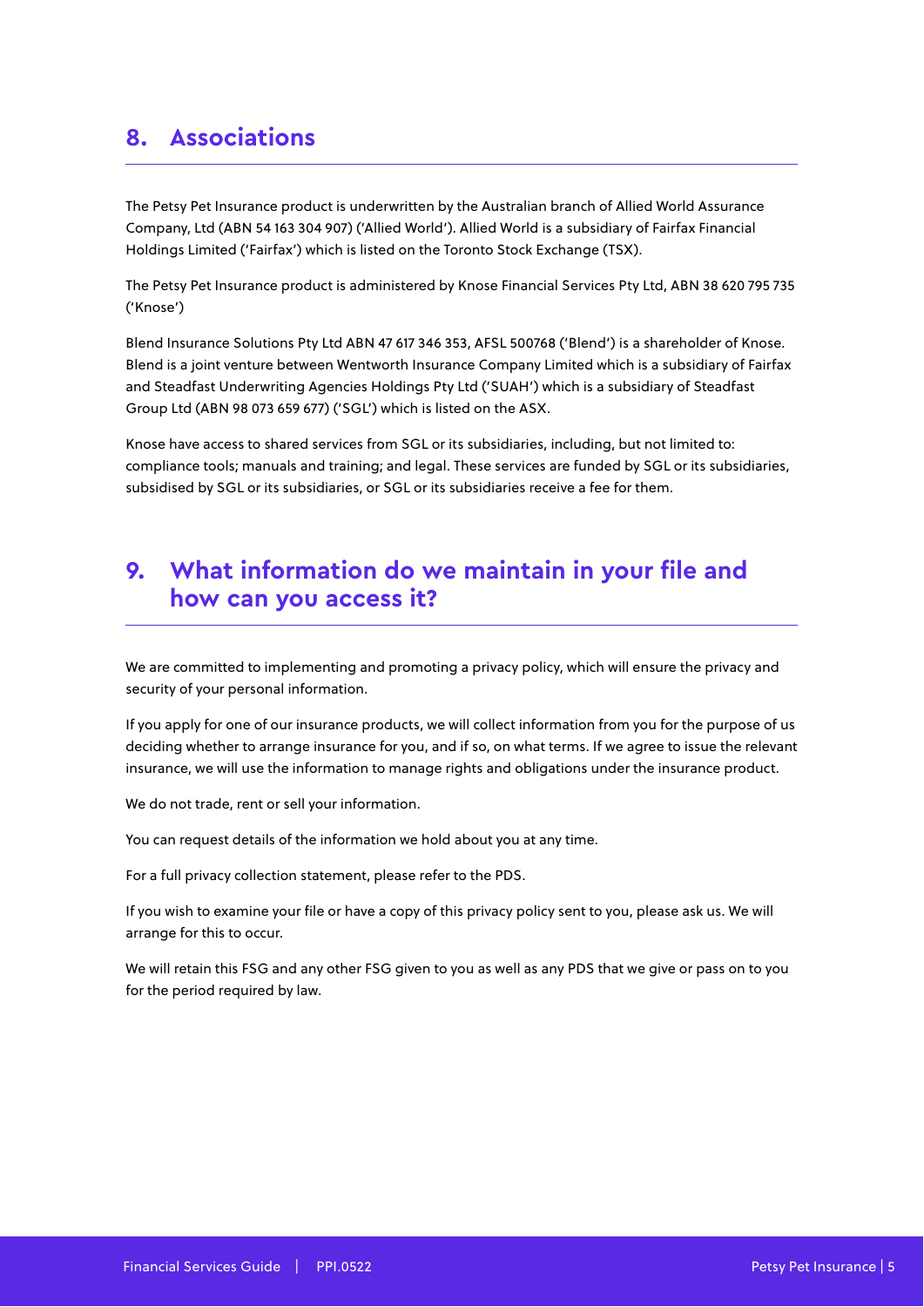## 8. Associations

The Petsy Pet Insurance product is underwritten by the Australian branch of Allied World Assurance Company, Ltd (ABN 54 163 304 907) ('Allied World'). Allied World is a subsidiary of Fairfax Financial Holdings Limited ('Fairfax') which is listed on the Toronto Stock Exchange (TSX).

The Petsy Pet Insurance product is administered by Knose Financial Services Pty Ltd, ABN 38 620 795 735 ('Knose')

Blend Insurance Solutions Pty Ltd ABN 47 617 346 353, AFSL 500768 ('Blend') is a shareholder of Knose. Blend is a joint venture between Wentworth Insurance Company Limited which is a subsidiary of Fairfax and Steadfast Underwriting Agencies Holdings Pty Ltd ('SUAH') which is a subsidiary of Steadfast Group Ltd (ABN 98 073 659 677) ('SGL') which is listed on the ASX.

Knose have access to shared services from SGL or its subsidiaries, including, but not limited to: compliance tools; manuals and training; and legal. These services are funded by SGL or its subsidiaries, subsidised by SGL or its subsidiaries, or SGL or its subsidiaries receive a fee for them.

## 9. What information do we maintain in your file and how can you access it?

We are committed to implementing and promoting a privacy policy, which will ensure the privacy and security of your personal information.

If you apply for one of our insurance products, we will collect information from you for the purpose of us deciding whether to arrange insurance for you, and if so, on what terms. If we agree to issue the relevant insurance, we will use the information to manage rights and obligations under the insurance product.

We do not trade, rent or sell your information.

You can request details of the information we hold about you at any time.

For a full privacy collection statement, please refer to the PDS.

If you wish to examine your file or have a copy of this privacy policy sent to you, please ask us. We will arrange for this to occur.

We will retain this FSG and any other FSG given to you as well as any PDS that we give or pass on to you for the period required by law.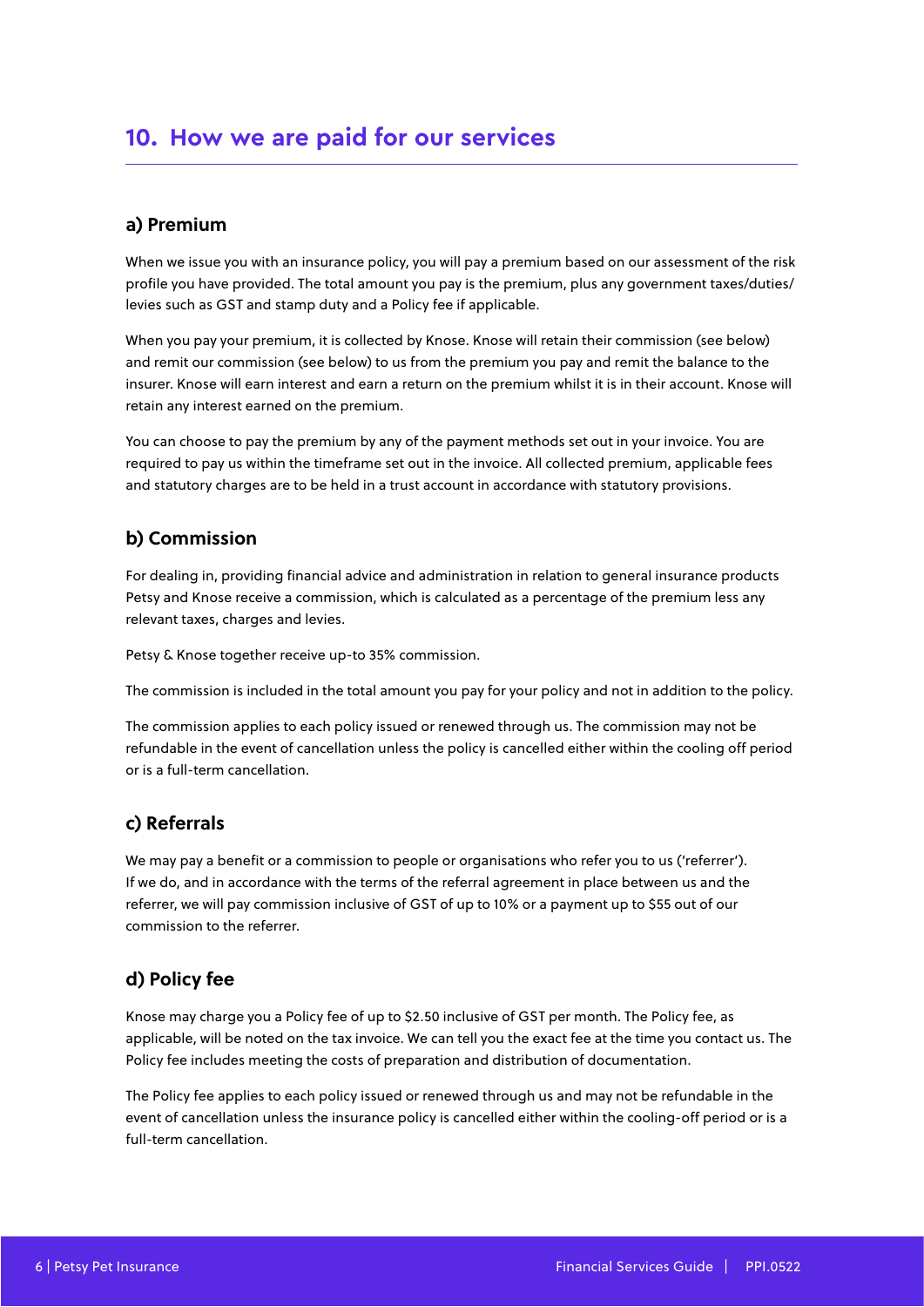## 10. How we are paid for our services

### a) Premium

When we issue you with an insurance policy, you will pay a premium based on our assessment of the risk profile you have provided. The total amount you pay is the premium, plus any government taxes/duties/levies such as GST and stamp duty and a Policy fee if applicable.

When you pay your premium, it is collected by Knose. Knose will retain their commission (see below) and remit our commission (see below) to us from the premium you pay and remit the balance to the insurer. Knose will earn interest and earn a return on the premium whilst it is in their account. Knose will retain any interest earned on the premium.

You can choose to pay the premium by any of the payment methods set out in your invoice. You are required to pay us within the timeframe set out in the invoice. All collected premium, applicable fees and statutory charges are to be held in a trust account in accordance with statutory provisions.

### b) Commission

For dealing in, providing financial advice and administration in relation to general insurance products Petsy and Knose receive a commission, which is calculated as a percentage of the premium less any relevant taxes, charges and levies.

Petsy & Knose together receive up-to 35% commission.

The commission is included in the total amount you pay for your policy and not in addition to the policy.

The commission applies to each policy issued or renewed through us. The commission may not be refundable in the event of cancellation unless the policy is cancelled either within the cooling off period or is a full-term cancellation.

### c) Referrals

We may pay a benefit or a commission to people or organisations who refer you to us ('referrer'). If we do, and in accordance with the terms of the referral agreement in place between us and the referrer, we will pay commission inclusive of GST of up to 10% or a payment up to $55 out of our commission to the referrer.

### d) Policy fee

Knose may charge you a Policy fee of up to $2.50 inclusive of GST per month. The Policy fee, as applicable, will be noted on the tax invoice. We can tell you the exact fee at the time you contact us. The Policy fee includes meeting the costs of preparation and distribution of documentation.

The Policy fee applies to each policy issued or renewed through us and may not be refundable in the event of cancellation unless the insurance policy is cancelled either within the cooling-off period or is a full-term cancellation.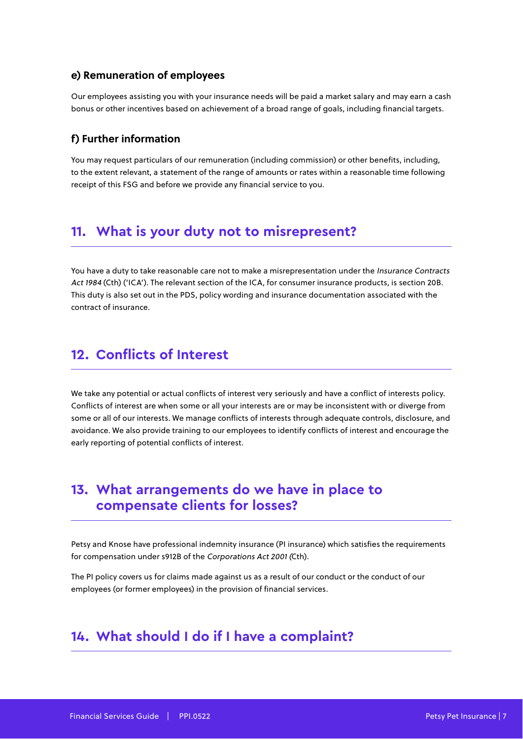### e) Remuneration of employees

Our employees assisting you with your insurance needs will be paid a market salary and may earn a cash bonus or other incentives based on achievement of a broad range of goals, including financial targets.

### f) Further information

You may request particulars of our remuneration (including commission) or other benefits, including, to the extent relevant, a statement of the range of amounts or rates within a reasonable time following receipt of this FSG and before we provide any financial service to you.

## 11. What is your duty not to misrepresent?

You have a duty to take reasonable care not to make a misrepresentation under the *Insurance Contracts Act 1984* (Cth) ('ICA'). The relevant section of the ICA, for consumer insurance products, is section 20B. This duty is also set out in the PDS, policy wording and insurance documentation associated with the contract of insurance.

## 12. Conflicts of Interest

We take any potential or actual conflicts of interest very seriously and have a conflict of interests policy. Conflicts of interest are when some or all your interests are or may be inconsistent with or diverge from some or all of our interests. We manage conflicts of interests through adequate controls, disclosure, and avoidance. We also provide training to our employees to identify conflicts of interest and encourage the early reporting of potential conflicts of interest.

## 13. What arrangements do we have in place to compensate clients for losses?

Petsy and Knose have professional indemnity insurance (PI insurance) which satisfies the requirements for compensation under s912B of the *Corporations Act 2001 (*Cth).

The PI policy covers us for claims made against us as a result of our conduct or the conduct of our employees (or former employees) in the provision of financial services.

## 14. What should I do if I have a complaint?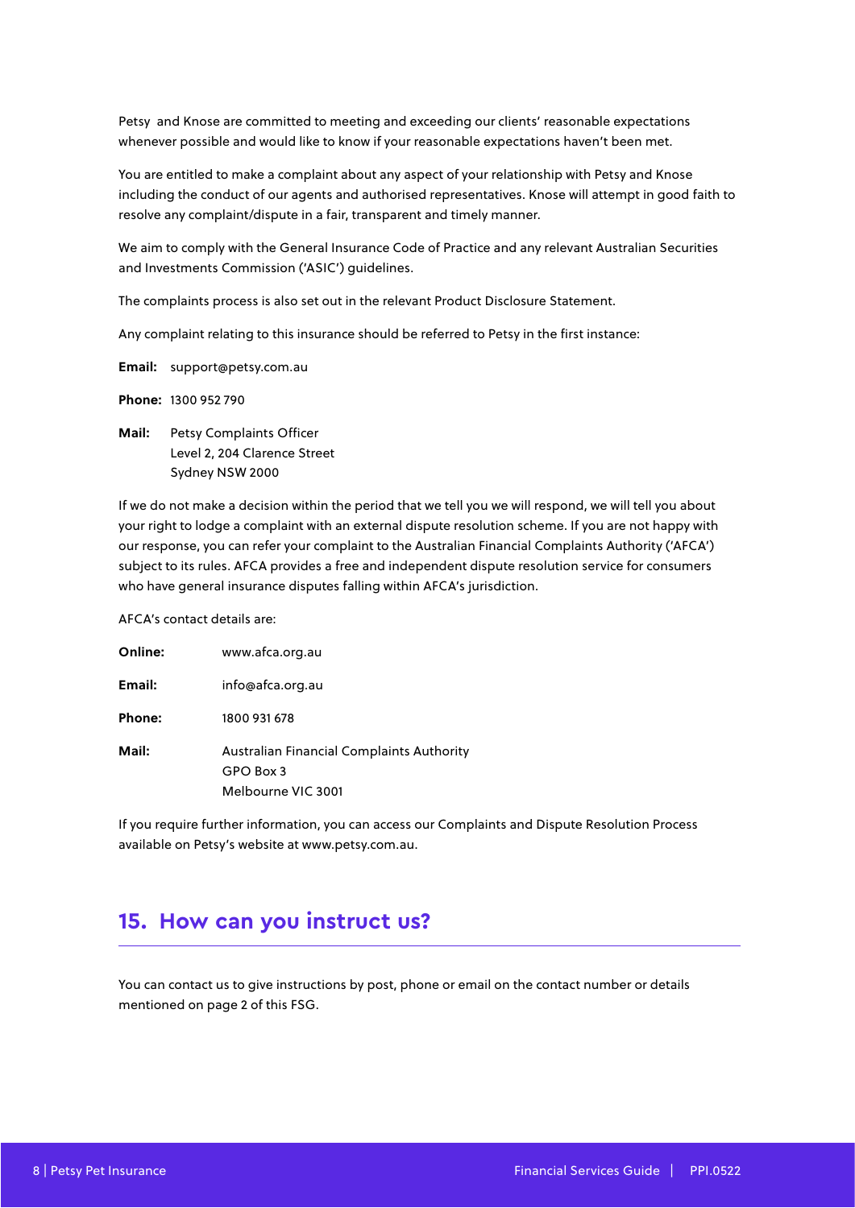Petsy and Knose are committed to meeting and exceeding our clients' reasonable expectations whenever possible and would like to know if your reasonable expectations haven't been met.

You are entitled to make a complaint about any aspect of your relationship with Petsy and Knose including the conduct of our agents and authorised representatives. Knose will attempt in good faith to resolve any complaint/dispute in a fair, transparent and timely manner.

We aim to comply with the General Insurance Code of Practice and any relevant Australian Securities and Investments Commission ('ASIC') guidelines.

The complaints process is also set out in the relevant Product Disclosure Statement.

Any complaint relating to this insurance should be referred to Petsy in the first instance:

**Email:** support@petsy.com.au

**Phone:** 1300 952 790

**Mail:** Petsy Complaints Officer
Level 2, 204 Clarence Street
Sydney NSW 2000

If we do not make a decision within the period that we tell you we will respond, we will tell you about your right to lodge a complaint with an external dispute resolution scheme. If you are not happy with our response, you can refer your complaint to the Australian Financial Complaints Authority ('AFCA') subject to its rules. AFCA provides a free and independent dispute resolution service for consumers who have general insurance disputes falling within AFCA's jurisdiction.

AFCA's contact details are:

**Online:** www.afca.org.au

**Email:** info@afca.org.au

**Phone:** 1800 931 678

**Mail:** Australian Financial Complaints Authority
GPO Box 3
Melbourne VIC 3001

If you require further information, you can access our Complaints and Dispute Resolution Process available on Petsy's website at www.petsy.com.au.

## 15. How can you instruct us?

You can contact us to give instructions by post, phone or email on the contact number or details mentioned on page 2 of this FSG.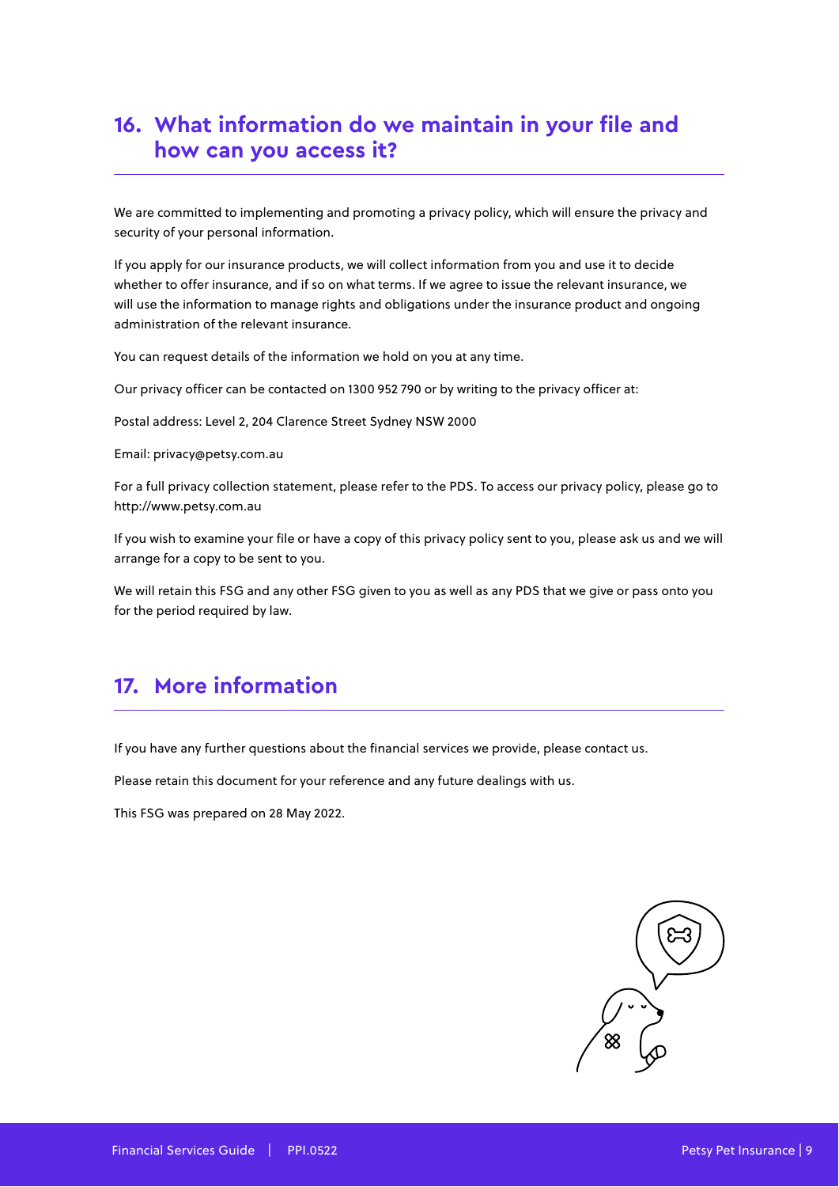## 16. What information do we maintain in your file and how can you access it?

We are committed to implementing and promoting a privacy policy, which will ensure the privacy and security of your personal information.

If you apply for our insurance products, we will collect information from you and use it to decide whether to offer insurance, and if so on what terms. If we agree to issue the relevant insurance, we will use the information to manage rights and obligations under the insurance product and ongoing administration of the relevant insurance.

You can request details of the information we hold on you at any time.

Our privacy officer can be contacted on 1300 952 790 or by writing to the privacy officer at:

Postal address: Level 2, 204 Clarence Street Sydney NSW 2000

Email: privacy@petsy.com.au

For a full privacy collection statement, please refer to the PDS. To access our privacy policy, please go to http://www.petsy.com.au

If you wish to examine your file or have a copy of this privacy policy sent to you, please ask us and we will arrange for a copy to be sent to you.

We will retain this FSG and any other FSG given to you as well as any PDS that we give or pass onto you for the period required by law.

## 17. More information

If you have any further questions about the financial services we provide, please contact us.

Please retain this document for your reference and any future dealings with us.

This FSG was prepared on 28 May 2022.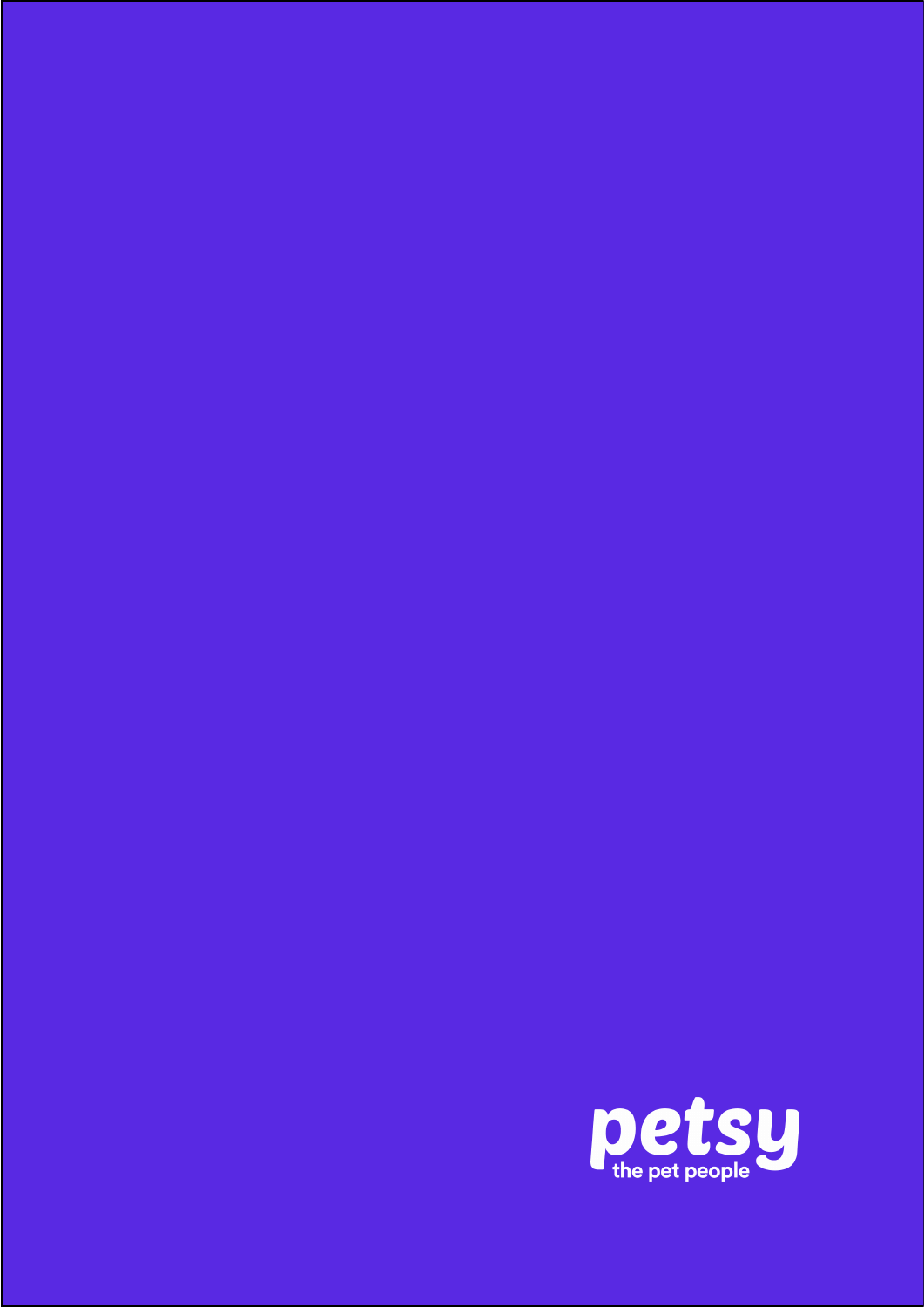petsy

the pet people